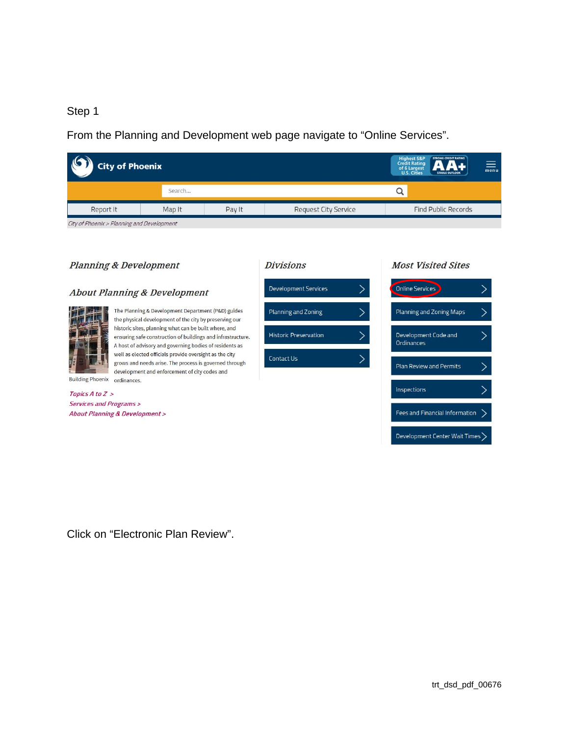Step 1

From the Planning and Development web page navigate to “Online Services”.

City of Phoenix

Highest S&P Credit Rating of 6 Largest U.S. Cities — AA+ STRONG CREDIT RATING STABLE OUTLOOK

menu

Search...

Report It | Map It | Pay It | Request City Service | Find Public Records

City of Phoenix > Planning and Development

## Planning & Development

### About Planning & Development

The Planning & Development Department (P&D) guides the physical development of the city by preserving our historic sites, planning what can be built where, and ensuring safe construction of buildings and infrastructure. A host of advisory and governing bodies of residents as well as elected officials provide oversight as the city grows and needs arise. The process is governed through development and enforcement of city codes and ordinances.

Building Phoenix

*Topics A to Z >*

*Services and Programs >*

*About Planning & Development >*

## Divisions

- Development Services
- Planning and Zoning
- Historic Preservation
- Contact Us

## Most Visited Sites

- Online Services
- Planning and Zoning Maps
- Development Code and Ordinances
- Plan Review and Permits
- Inspections
- Fees and Financial Information
- Development Center Wait Times

Click on “Electronic Plan Review”.

trt_dsd_pdf_00676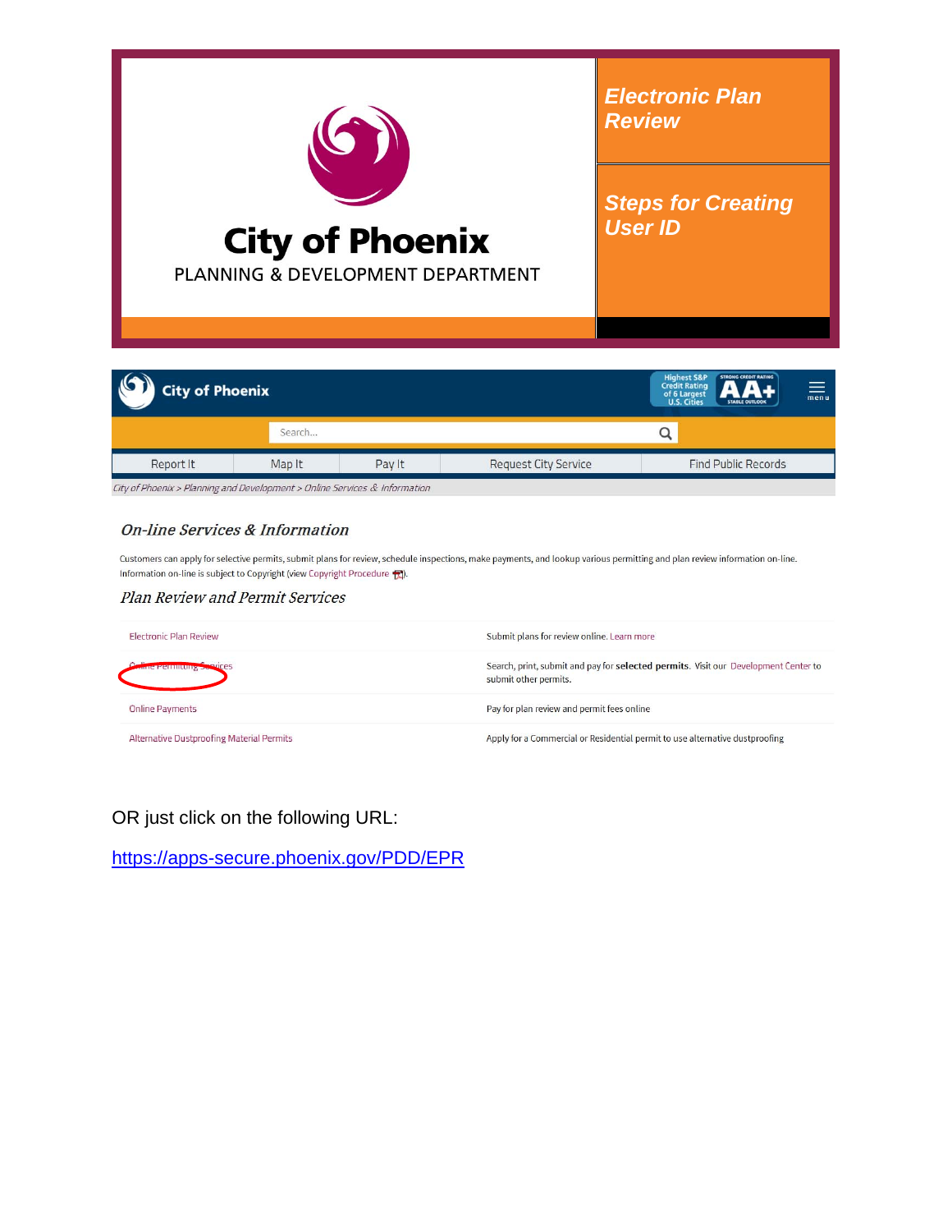City of Phoenix

PLANNING & DEVELOPMENT DEPARTMENT

***Electronic Plan Review***

***Steps for Creating User ID***

City of Phoenix

Search...

Report It | Map It | Pay It | Request City Service | Find Public Records

City of Phoenix > Planning and Development > Online Services & Information

## *On-line Services & Information*

Customers can apply for selective permits, submit plans for review, schedule inspections, make payments, and lookup various permitting and plan review information on-line. Information on-line is subject to Copyright (view Copyright Procedure).

### *Plan Review and Permit Services*

| | |
|---|---|
| Electronic Plan Review | Submit plans for review online. Learn more |
| Online Permitting Services | Search, print, submit and pay for **selected permits**. Visit our Development Center to submit other permits. |
| Online Payments | Pay for plan review and permit fees online |
| Alternative Dustproofing Material Permits | Apply for a Commercial or Residential permit to use alternative dustproofing |

OR just click on the following URL:

https://apps-secure.phoenix.gov/PDD/EPR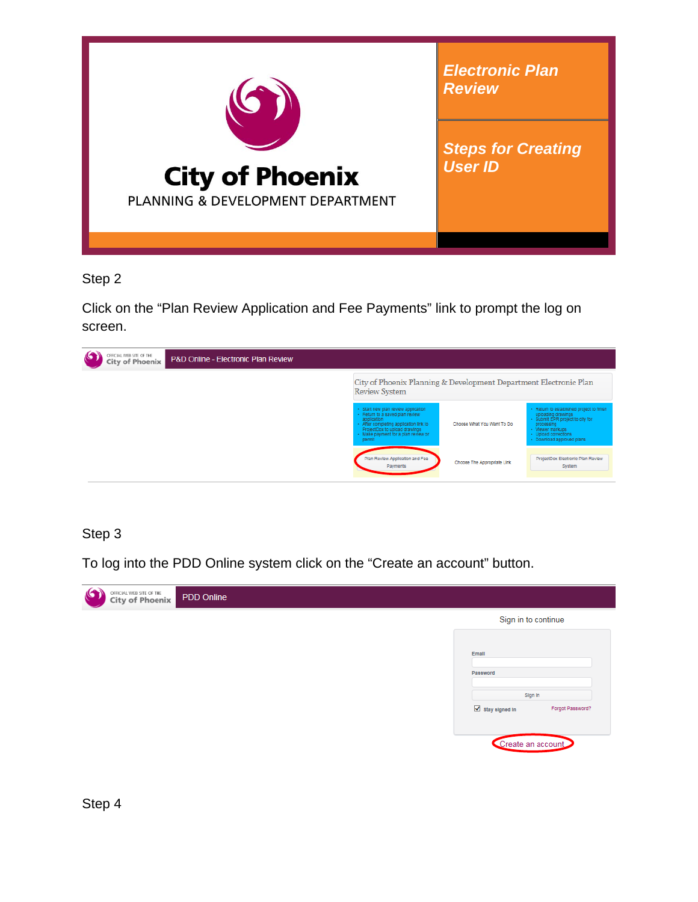# City of Phoenix

PLANNING & DEVELOPMENT DEPARTMENT

## Electronic Plan Review

## Steps for Creating User ID

Step 2

Click on the “Plan Review Application and Fee Payments” link to prompt the log on screen.

Step 3

To log into the PDD Online system click on the “Create an account” button.

Step 4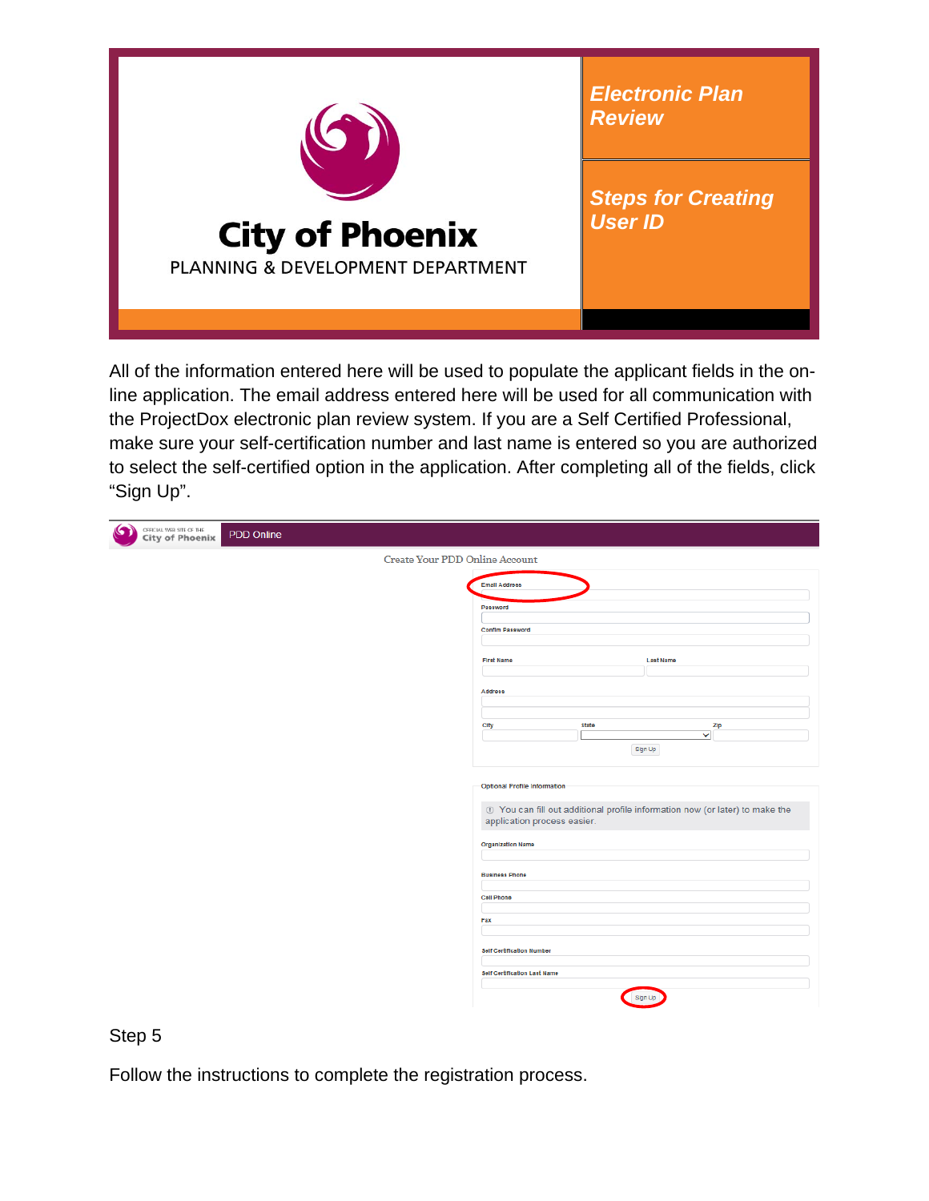City of Phoenix

PLANNING & DEVELOPMENT DEPARTMENT

***Electronic Plan Review***

***Steps for Creating User ID***

All of the information entered here will be used to populate the applicant fields in the on-line application. The email address entered here will be used for all communication with the ProjectDox electronic plan review system. If you are a Self Certified Professional, make sure your self-certification number and last name is entered so you are authorized to select the self-certified option in the application. After completing all of the fields, click "Sign Up".

OFFICIAL WEB SITE OF THE City of Phoenix | PDD Online

Create Your PDD Online Account

Email Address

Password

Confirm Password

First Name | Last Name

Address

City | State | Zip

Sign Up

Optional Profile Information

ⓘ You can fill out additional profile information now (or later) to make the application process easier.

Organization Name

Business Phone

Cell Phone

Fax

Self Certification Number

Self Certification Last Name

Sign Up

Step 5

Follow the instructions to complete the registration process.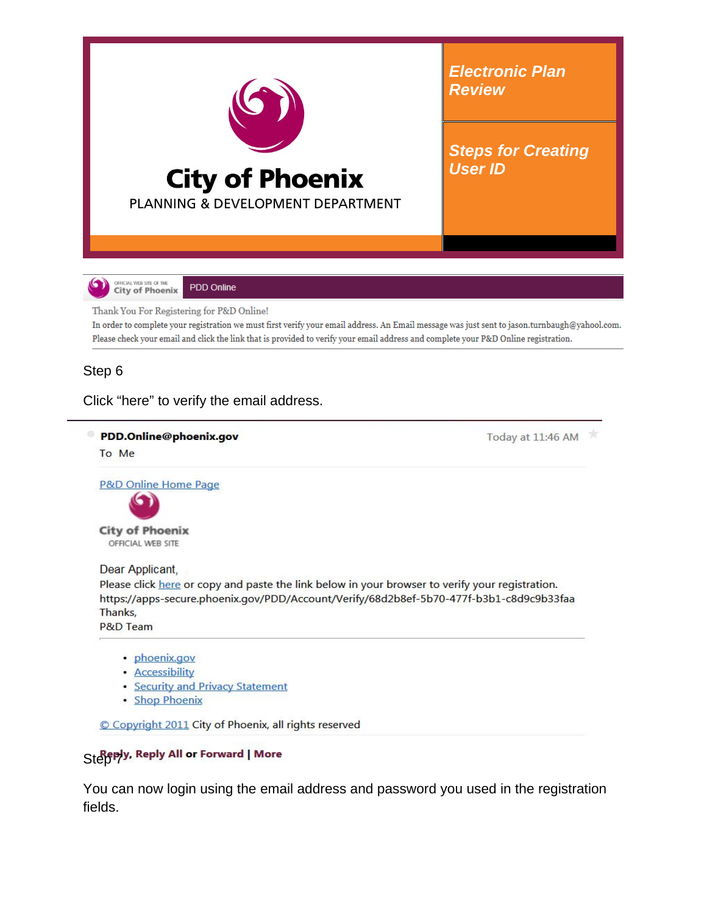# City of Phoenix

PLANNING & DEVELOPMENT DEPARTMENT

**Electronic Plan Review**

**Steps for Creating User ID**

OFFICIAL WEB SITE OF THE City of Phoenix | PDD Online

Thank You For Registering for P&D Online!

In order to complete your registration we must first verify your email address. An Email message was just sent to jason.turnbaugh@yahool.com. Please check your email and click the link that is provided to verify your email address and complete your P&D Online registration.

Step 6

Click "here" to verify the email address.

---

**PDD.Online@phoenix.gov** — Today at 11:46 AM

To Me

P&D Online Home Page

City of Phoenix
OFFICIAL WEB SITE

Dear Applicant,

Please click here or copy and paste the link below in your browser to verify your registration.
https://apps-secure.phoenix.gov/PDD/Account/Verify/68d2b8ef-5b70-477f-b3b1-c8d9c9b33faa

Thanks,

P&D Team

- phoenix.gov
- Accessibility
- Security and Privacy Statement
- Shop Phoenix

© Copyright 2011 City of Phoenix, all rights reserved

**Reply, Reply All or Forward | More**

Step 7

You can now login using the email address and password you used in the registration fields.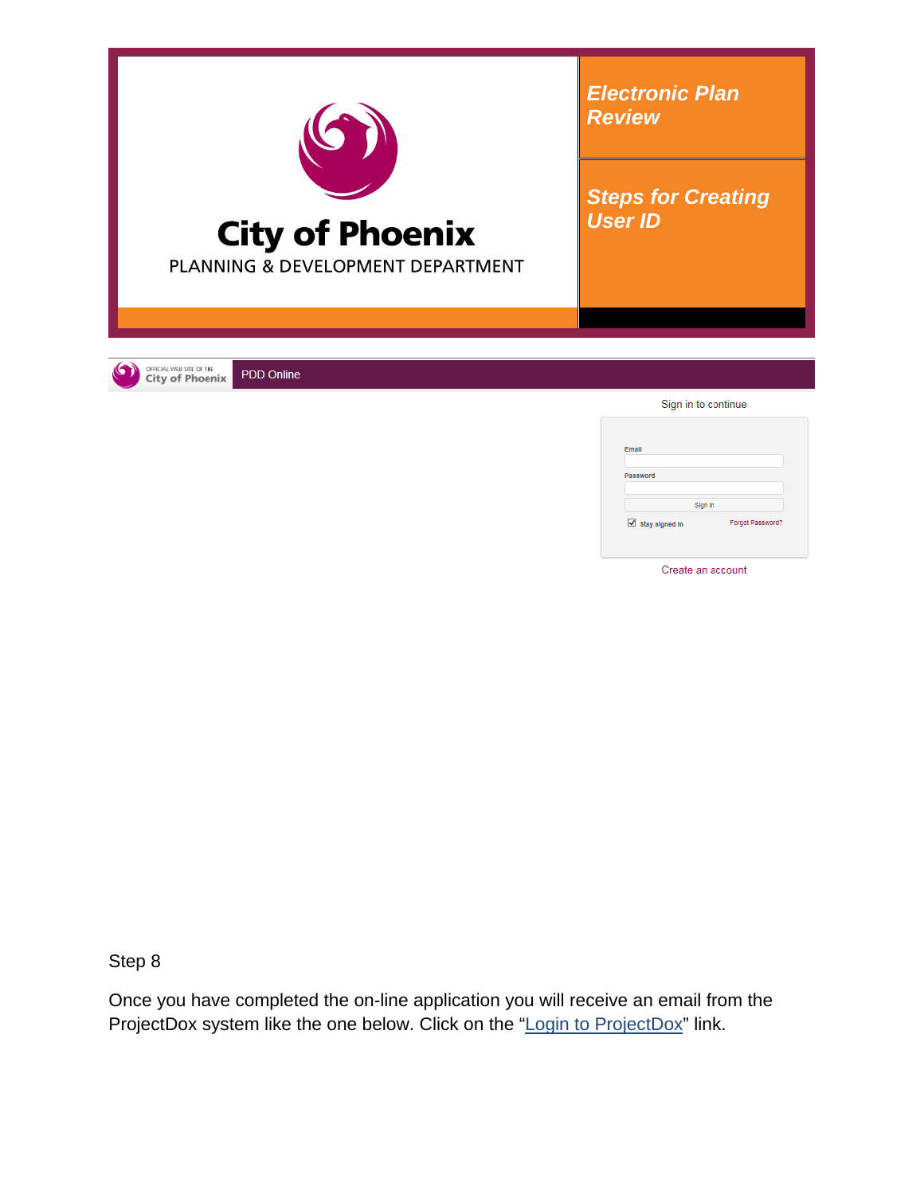# City of Phoenix

PLANNING & DEVELOPMENT DEPARTMENT

***Electronic Plan Review***

***Steps for Creating User ID***

OFFICIAL WEB SITE OF THE City of Phoenix | PDD Online

Sign in to continue

Email

Password

Sign In

Stay signed in | Forgot Password?

Create an account

Step 8

Once you have completed the on-line application you will receive an email from the ProjectDox system like the one below. Click on the "Login to ProjectDox" link.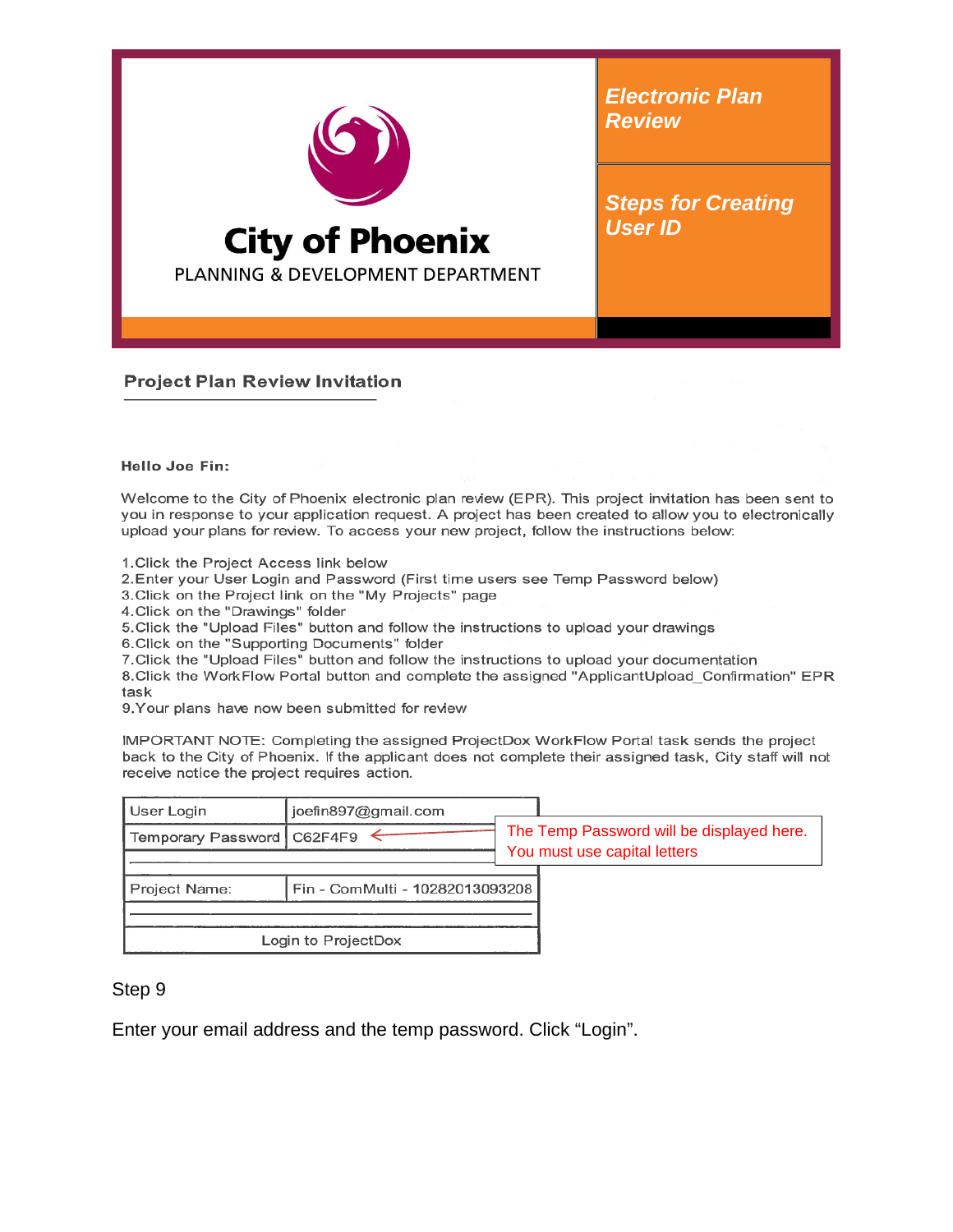City of Phoenix
PLANNING & DEVELOPMENT DEPARTMENT

***Electronic Plan Review***

***Steps for Creating User ID***

## Project Plan Review Invitation

**Hello Joe Fin:**

Welcome to the City of Phoenix electronic plan review (EPR). This project invitation has been sent to you in response to your application request. A project has been created to allow you to electronically upload your plans for review. To access your new project, follow the instructions below:

1. Click the Project Access link below
2. Enter your User Login and Password (First time users see Temp Password below)
3. Click on the Project link on the "My Projects" page
4. Click on the "Drawings" folder
5. Click the "Upload Files" button and follow the instructions to upload your drawings
6. Click on the "Supporting Documents" folder
7. Click the "Upload Files" button and follow the instructions to upload your documentation
8. Click the WorkFlow Portal button and complete the assigned "ApplicantUpload_Confirmation" EPR task
9. Your plans have now been submitted for review

IMPORTANT NOTE: Completing the assigned ProjectDox WorkFlow Portal task sends the project back to the City of Phoenix. If the applicant does not complete their assigned task, City staff will not receive notice the project requires action.

| User Login | joefin897@gmail.com |
|---|---|
| Temporary Password | C62F4F9 |
| | |
| Project Name: | Fin - ComMulti - 10282013093208 |
| | |
| Login to ProjectDox | |

The Temp Password will be displayed here. You must use capital letters

Step 9

Enter your email address and the temp password. Click "Login".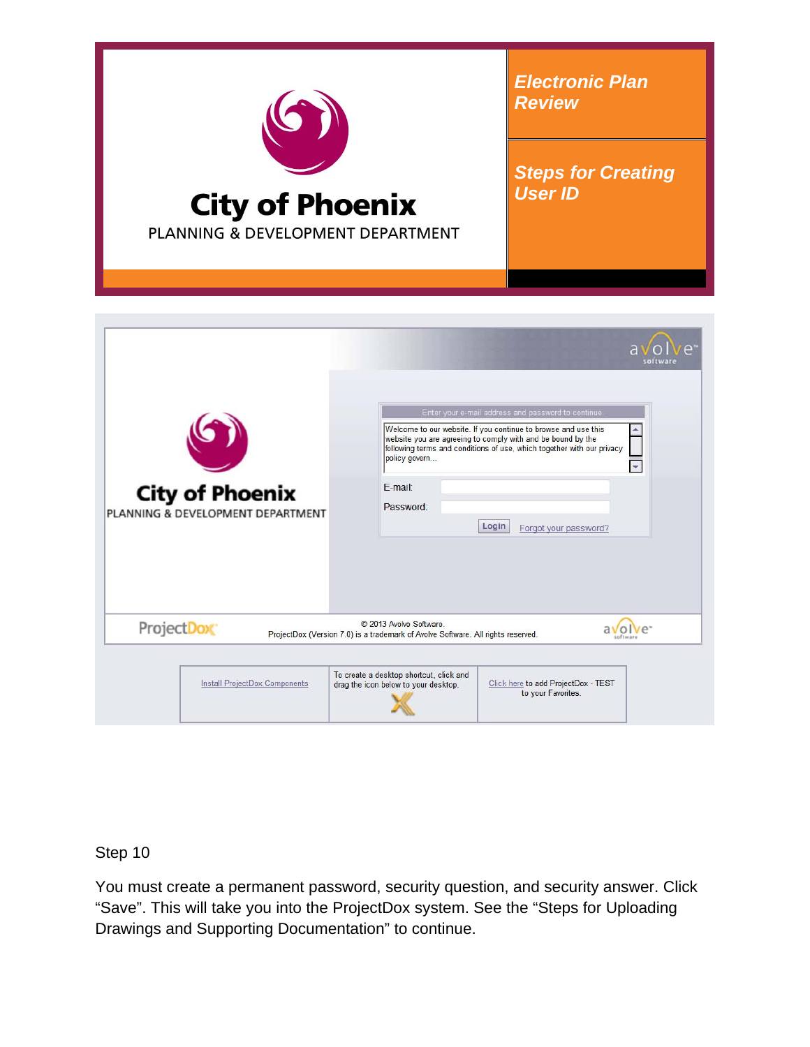# City of Phoenix

PLANNING & DEVELOPMENT DEPARTMENT

***Electronic Plan Review***

***Steps for Creating User ID***

City of Phoenix
PLANNING & DEVELOPMENT DEPARTMENT

Enter your e-mail address and password to continue.

Welcome to our website. If you continue to browse and use this website you are agreeing to comply with and be bound by the following terms and conditions of use, which together with our privacy policy govern...

E-mail:

Password:

Login   Forgot your password?

ProjectDox   © 2013 Avolve Software. ProjectDox (Version 7.0) is a trademark of Avolve Software. All rights reserved.

| Install ProjectDox Components | To create a desktop shortcut, click and drag the icon below to your desktop. | Click here to add ProjectDox - TEST to your Favorites. |
|---|---|---|

Step 10

You must create a permanent password, security question, and security answer. Click “Save”. This will take you into the ProjectDox system. See the “Steps for Uploading Drawings and Supporting Documentation” to continue.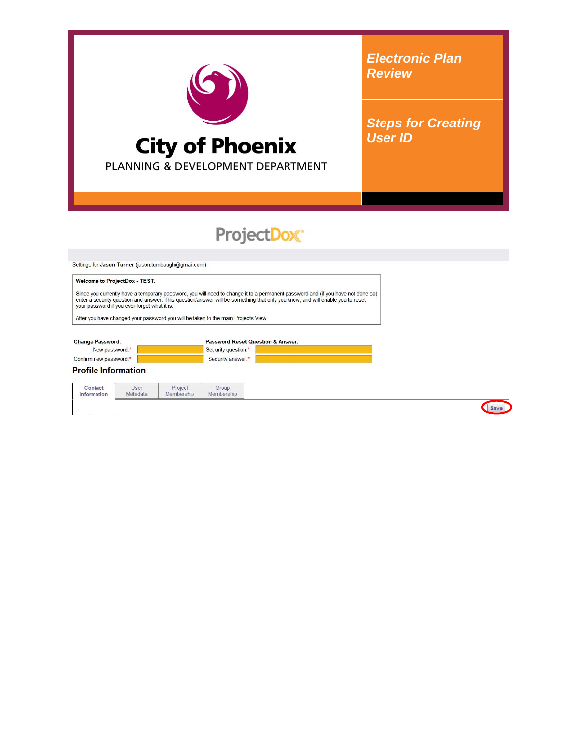City of Phoenix

PLANNING & DEVELOPMENT DEPARTMENT

***Electronic Plan Review***

***Steps for Creating User ID***

ProjectDox

Settings for **Jason Turner** (jason.turnbaugh@gmail.com)

**Welcome to ProjectDox - TEST.**

Since you currently have a temporary password, you will need to change it to a permanent password and (if you have not done so) enter a security question and answer. This question/answer will be something that only you know, and will enable you to reset your password if you ever forget what it is.

After you have changed your password you will be taken to the main Projects View.

**Change Password:**

New password:*

Confirm new password:*

**Password Reset Question & Answer:**

Security question:*

Security answer:*

**Profile Information**

Contact Information | User Metadata | Project Membership | Group Membership

Save